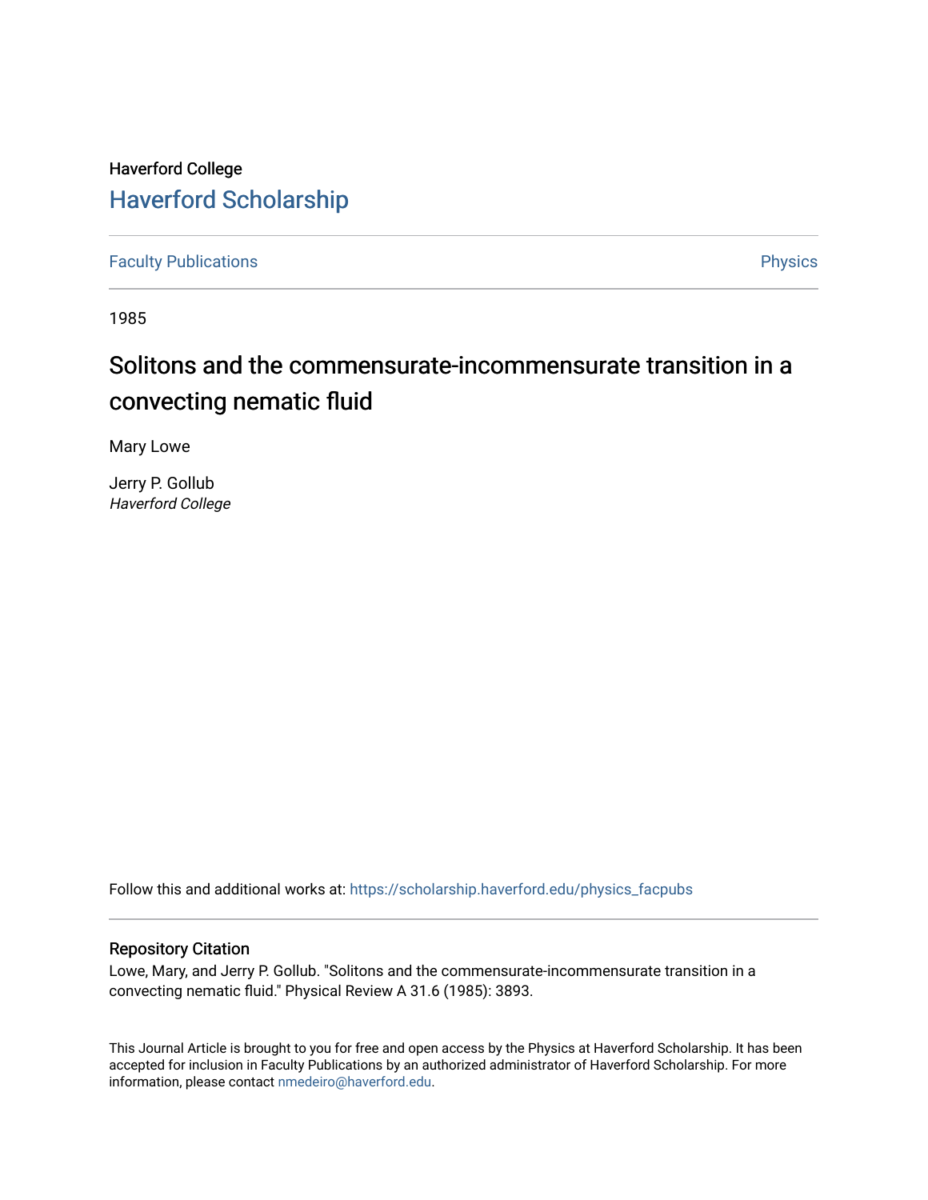Haverford College

# Haverford Scholarship

Faculty Publications | Physics

1985

## Solitons and the commensurate-incommensurate transition in a convecting nematic fluid

Mary Lowe

Jerry P. Gollub
*Haverford College*

Follow this and additional works at: https://scholarship.haverford.edu/physics_facpubs

### Repository Citation

Lowe, Mary, and Jerry P. Gollub. "Solitons and the commensurate-incommensurate transition in a convecting nematic fluid." Physical Review A 31.6 (1985): 3893.

This Journal Article is brought to you for free and open access by the Physics at Haverford Scholarship. It has been accepted for inclusion in Faculty Publications by an authorized administrator of Haverford Scholarship. For more information, please contact nmedeiro@haverford.edu.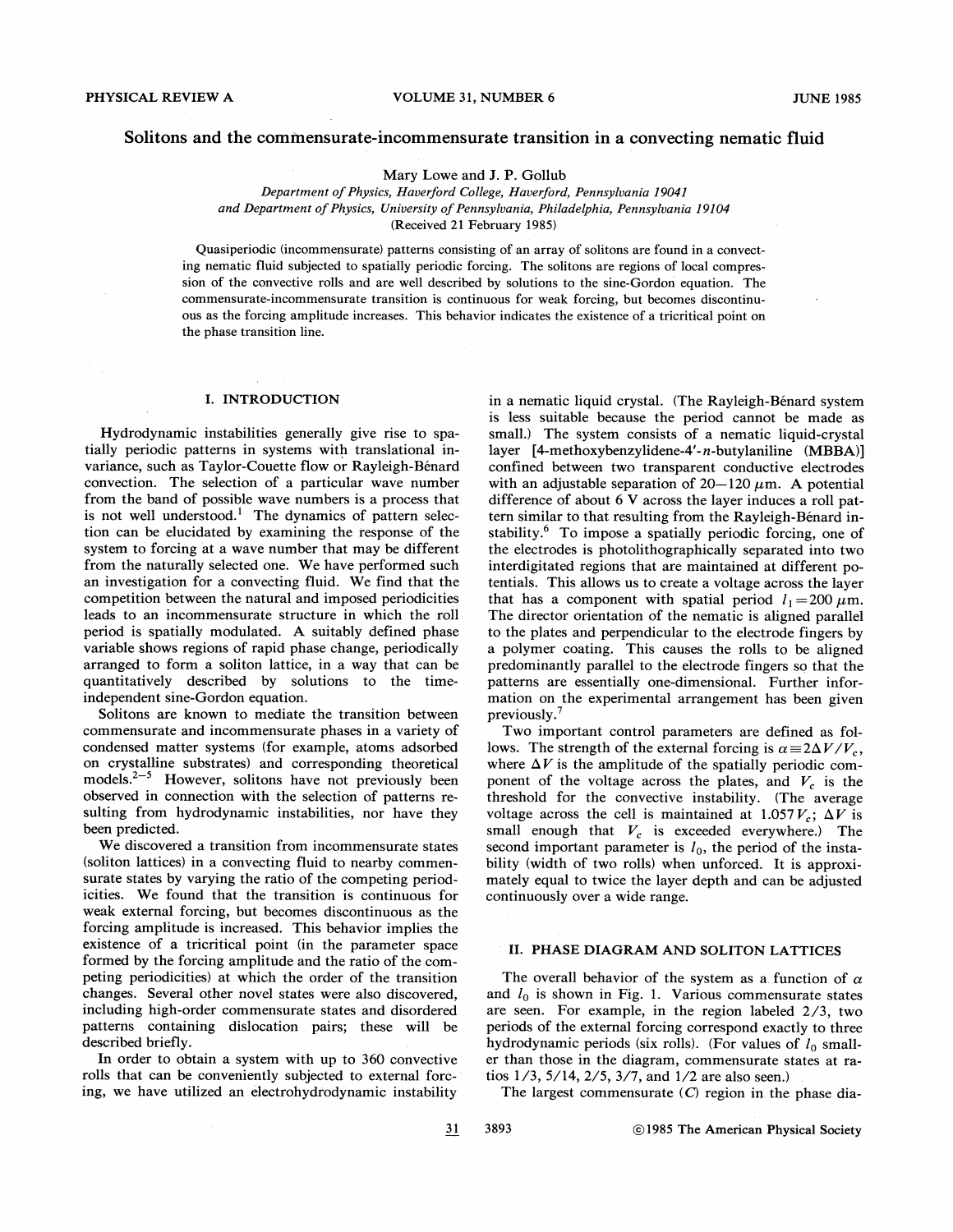# Solitons and the commensurate-incommensurate transition in a convecting nematic fluid

Mary Lowe and J. P. Gollub

*Department of Physics, Haverford College, Haverford, Pennsylvania 19041*
*and Department of Physics, University of Pennsylvania, Philadelphia, Pennsylvania 19104*
(Received 21 February 1985)

Quasiperiodic (incommensurate) patterns consisting of an array of solitons are found in a convecting nematic fluid subjected to spatially periodic forcing. The solitons are regions of local compression of the convective rolls and are well described by solutions to the sine-Gordon equation. The commensurate-incommensurate transition is continuous for weak forcing, but becomes discontinuous as the forcing amplitude increases. This behavior indicates the existence of a tricritical point on the phase transition line.

## I. INTRODUCTION

Hydrodynamic instabilities generally give rise to spatially periodic patterns in systems with translational invariance, such as Taylor-Couette flow or Rayleigh-Bénard convection. The selection of a particular wave number from the band of possible wave numbers is a process that is not well understood.[1] The dynamics of pattern selection can be elucidated by examining the response of the system to forcing at a wave number that may be different from the naturally selected one. We have performed such an investigation for a convecting fluid. We find that the competition between the natural and imposed periodicities leads to an incommensurate structure in which the roll period is spatially modulated. A suitably defined phase variable shows regions of rapid phase change, periodically arranged to form a soliton lattice, in a way that can be quantitatively described by solutions to the time-independent sine-Gordon equation.

Solitons are known to mediate the transition between commensurate and incommensurate phases in a variety of condensed matter systems (for example, atoms adsorbed on crystalline substrates) and corresponding theoretical models.[2-5] However, solitons have not previously been observed in connection with the selection of patterns resulting from hydrodynamic instabilities, nor have they been predicted.

We discovered a transition from incommensurate states (soliton lattices) in a convecting fluid to nearby commensurate states by varying the ratio of the competing periodicities. We found that the transition is continuous for weak external forcing, but becomes discontinuous as the forcing amplitude is increased. This behavior implies the existence of a tricritical point (in the parameter space formed by the forcing amplitude and the ratio of the competing periodicities) at which the order of the transition changes. Several other novel states were also discovered, including high-order commensurate states and disordered patterns containing dislocation pairs; these will be described briefly.

In order to obtain a system with up to 360 convective rolls that can be conveniently subjected to external forcing, we have utilized an electrohydrodynamic instability in a nematic liquid crystal. (The Rayleigh-Bénard system is less suitable because the period cannot be made as small.) The system consists of a nematic liquid-crystal layer [4-methoxybenzylidene-4′-*n*-butylaniline (MBBA)] confined between two transparent conductive electrodes with an adjustable separation of 20–120 μm. A potential difference of about 6 V across the layer induces a roll pattern similar to that resulting from the Rayleigh-Bénard instability.[6] To impose a spatially periodic forcing, one of the electrodes is photolithographically separated into two interdigitated regions that are maintained at different potentials. This allows us to create a voltage across the layer that has a component with spatial period $l_1 = 200$ μm. The director orientation of the nematic is aligned parallel to the plates and perpendicular to the electrode fingers by a polymer coating. This causes the rolls to be aligned predominantly parallel to the electrode fingers so that the patterns are essentially one-dimensional. Further information on the experimental arrangement has been given previously.[7]

Two important control parameters are defined as follows. The strength of the external forcing is $\alpha \equiv 2\Delta V / V_c$, where $\Delta V$ is the amplitude of the spatially periodic component of the voltage across the plates, and $V_c$ is the threshold for the convective instability. (The average voltage across the cell is maintained at $1.057 V_c$; $\Delta V$ is small enough that $V_c$ is exceeded everywhere.) The second important parameter is $l_0$, the period of the instability (width of two rolls) when unforced. It is approximately equal to twice the layer depth and can be adjusted continuously over a wide range.

## II. PHASE DIAGRAM AND SOLITON LATTICES

The overall behavior of the system as a function of $\alpha$ and $l_0$ is shown in Fig. 1. Various commensurate states are seen. For example, in the region labeled 2/3, two periods of the external forcing correspond exactly to three hydrodynamic periods (six rolls). (For values of $l_0$ smaller than those in the diagram, commensurate states at ratios 1/3, 5/14, 2/5, 3/7, and 1/2 are also seen.)

The largest commensurate ($C$) region in the phase dia-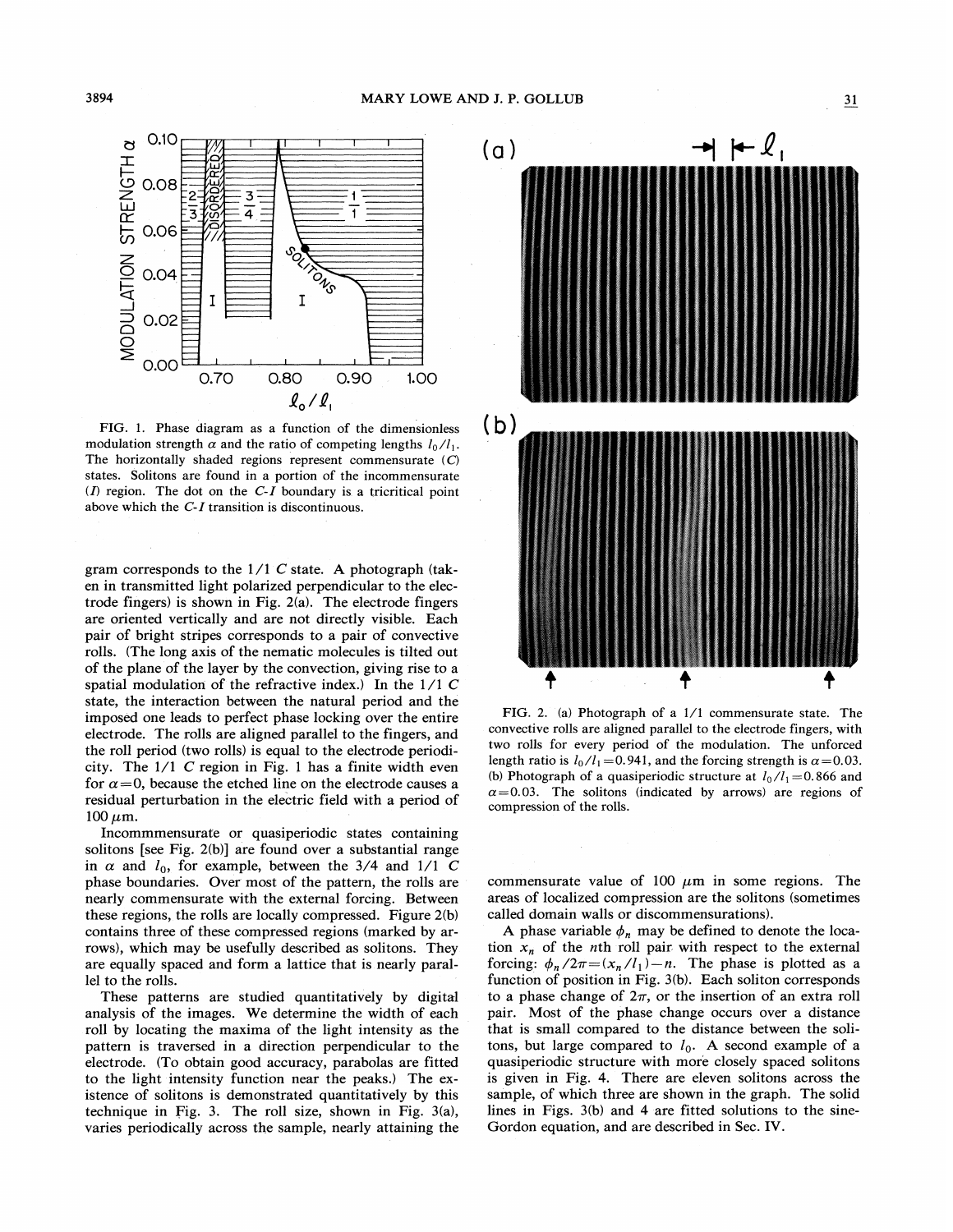FIG. 1. Phase diagram as a function of the dimensionless modulation strength $\alpha$ and the ratio of competing lengths $l_0/l_1$. The horizontally shaded regions represent commensurate ($C$) states. Solitons are found in a portion of the incommensurate ($I$) region. The dot on the $C$-$I$ boundary is a tricritical point above which the $C$-$I$ transition is discontinuous.

FIG. 2. (a) Photograph of a 1/1 commensurate state. The convective rolls are aligned parallel to the electrode fingers, with two rolls for every period of the modulation. The unforced length ratio is $l_0/l_1 = 0.941$, and the forcing strength is $\alpha = 0.03$. (b) Photograph of a quasiperiodic structure at $l_0/l_1 = 0.866$ and $\alpha = 0.03$. The solitons (indicated by arrows) are regions of compression of the rolls.

gram corresponds to the 1/1 $C$ state. A photograph (taken in transmitted light polarized perpendicular to the electrode fingers) is shown in Fig. 2(a). The electrode fingers are oriented vertically and are not directly visible. Each pair of bright stripes corresponds to a pair of convective rolls. (The long axis of the nematic molecules is tilted out of the plane of the layer by the convection, giving rise to a spatial modulation of the refractive index.) In the 1/1 $C$ state, the interaction between the natural period and the imposed one leads to perfect phase locking over the entire electrode. The rolls are aligned parallel to the fingers, and the roll period (two rolls) is equal to the electrode periodicity. The 1/1 $C$ region in Fig. 1 has a finite width even for $\alpha = 0$, because the etched line on the electrode causes a residual perturbation in the electric field with a period of 100 $\mu$m.

Incommmensurate or quasiperiodic states containing solitons [see Fig. 2(b)] are found over a substantial range in $\alpha$ and $l_0$, for example, between the 3/4 and 1/1 $C$ phase boundaries. Over most of the pattern, the rolls are nearly commensurate with the external forcing. Between these regions, the rolls are locally compressed. Figure 2(b) contains three of these compressed regions (marked by arrows), which may be usefully described as solitons. They are equally spaced and form a lattice that is nearly parallel to the rolls.

These patterns are studied quantitatively by digital analysis of the images. We determine the width of each roll by locating the maxima of the light intensity as the pattern is traversed in a direction perpendicular to the electrode. (To obtain good accuracy, parabolas are fitted to the light intensity function near the peaks.) The existence of solitons is demonstrated quantitatively by this technique in Fig. 3. The roll size, shown in Fig. 3(a), varies periodically across the sample, nearly attaining the commensurate value of 100 $\mu$m in some regions. The areas of localized compression are the solitons (sometimes called domain walls or discommensurations).

A phase variable $\phi_n$ may be defined to denote the location $x_n$ of the $n$th roll pair with respect to the external forcing: $\phi_n/2\pi = (x_n/l_1) - n$. The phase is plotted as a function of position in Fig. 3(b). Each soliton corresponds to a phase change of $2\pi$, or the insertion of an extra roll pair. Most of the phase change occurs over a distance that is small compared to the distance between the solitons, but large compared to $l_0$. A second example of a quasiperiodic structure with more closely spaced solitons is given in Fig. 4. There are eleven solitons across the sample, of which three are shown in the graph. The solid lines in Figs. 3(b) and 4 are fitted solutions to the sine-Gordon equation, and are described in Sec. IV.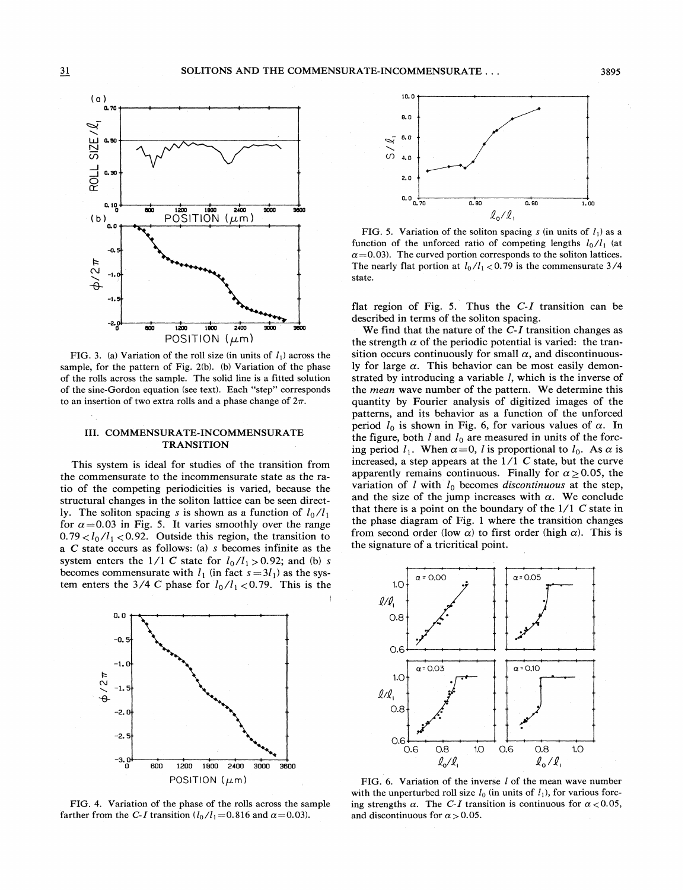FIG. 3. (a) Variation of the roll size (in units of $l_1$) across the sample, for the pattern of Fig. 2(b). (b) Variation of the phase of the rolls across the sample. The solid line is a fitted solution of the sine-Gordon equation (see text). Each "step" corresponds to an insertion of two extra rolls and a phase change of $2\pi$.

## III. COMMENSURATE-INCOMMENSURATE TRANSITION

This system is ideal for studies of the transition from the commensurate to the incommensurate state as the ratio of the competing periodicities is varied, because the structural changes in the soliton lattice can be seen directly. The soliton spacing $s$ is shown as a function of $l_0/l_1$ for $\alpha=0.03$ in Fig. 5. It varies smoothly over the range $0.79<l_0/l_1<0.92$. Outside this region, the transition to a $C$ state occurs as follows: (a) $s$ becomes infinite as the system enters the 1/1 $C$ state for $l_0/l_1>0.92$; and (b) $s$ becomes commensurate with $l_1$ (in fact $s=3l_1$) as the system enters the 3/4 $C$ phase for $l_0/l_1<0.79$. This is the flat region of Fig. 5. Thus the $C$-$I$ transition can be described in terms of the soliton spacing.

We find that the nature of the $C$-$I$ transition changes as the strength $\alpha$ of the periodic potential is varied: the transition occurs continuously for small $\alpha$, and discontinuously for large $\alpha$. This behavior can be most easily demonstrated by introducing a variable $l$, which is the inverse of the *mean* wave number of the pattern. We determine this quantity by Fourier analysis of digitized images of the patterns, and its behavior as a function of the unforced period $l_0$ is shown in Fig. 6, for various values of $\alpha$. In the figure, both $l$ and $l_0$ are measured in units of the forcing period $l_1$. When $\alpha=0$, $l$ is proportional to $l_0$. As $\alpha$ is increased, a step appears at the 1/1 $C$ state, but the curve apparently remains continuous. Finally for $\alpha\geq 0.05$, the variation of $l$ with $l_0$ becomes *discontinuous* at the step, and the size of the jump increases with $\alpha$. We conclude that there is a point on the boundary of the 1/1 $C$ state in the phase diagram of Fig. 1 where the transition changes from second order (low $\alpha$) to first order (high $\alpha$). This is the signature of a tricritical point.

FIG. 4. Variation of the phase of the rolls across the sample farther from the $C$-$I$ transition ($l_0/l_1=0.816$ and $\alpha=0.03$).

FIG. 5. Variation of the soliton spacing $s$ (in units of $l_1$) as a function of the unforced ratio of competing lengths $l_0/l_1$ (at $\alpha=0.03$). The curved portion corresponds to the soliton lattices. The nearly flat portion at $l_0/l_1<0.79$ is the commensurate 3/4 state.

FIG. 6. Variation of the inverse $l$ of the mean wave number with the unperturbed roll size $l_0$ (in units of $l_1$), for various forcing strengths $\alpha$. The $C$-$I$ transition is continuous for $\alpha<0.05$, and discontinuous for $\alpha>0.05$.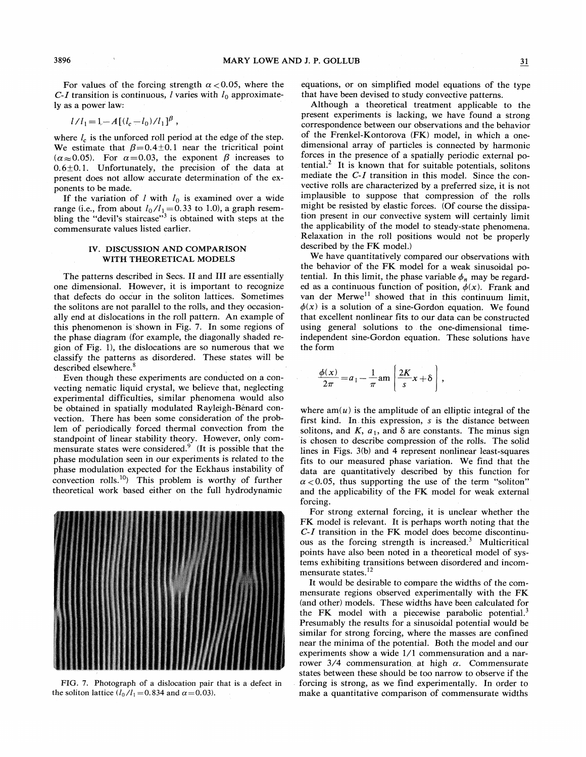For values of the forcing strength $\alpha < 0.05$, where the $C$-$I$ transition is continuous, $l$ varies with $l_0$ approximately as a power law:

$$l/l_1 = 1 - A[(l_c - l_0)/l_1]^{\beta} ,$$

where $l_c$ is the unforced roll period at the edge of the step. We estimate that $\beta = 0.4 \pm 0.1$ near the tricritical point ($\alpha \approx 0.05$). For $\alpha = 0.03$, the exponent $\beta$ increases to $0.6 \pm 0.1$. Unfortunately, the precision of the data at present does not allow accurate determination of the exponents to be made.

If the variation of $l$ with $l_0$ is examined over a wide range (i.e., from about $l_0/l_1 = 0.33$ to 1.0), a graph resembling the "devil's staircase"[3] is obtained with steps at the commensurate values listed earlier.

## IV. DISCUSSION AND COMPARISON WITH THEORETICAL MODELS

The patterns described in Secs. II and III are essentially one dimensional. However, it is important to recognize that defects do occur in the soliton lattices. Sometimes the solitons are not parallel to the rolls, and they occasionally end at dislocations in the roll pattern. An example of this phenomenon is shown in Fig. 7. In some regions of the phase diagram (for example, the diagonally shaded region of Fig. 1), the dislocations are so numerous that we classify the patterns as disordered. These states will be described elsewhere.[8]

Even though these experiments are conducted on a convecting nematic liquid crystal, we believe that, neglecting experimental difficulties, similar phenomena would also be obtained in spatially modulated Rayleigh-Bénard convection. There has been some consideration of the problem of periodically forced thermal convection from the standpoint of linear stability theory. However, only commensurate states were considered.[9] (It is possible that the phase modulation seen in our experiments is related to the phase modulation expected for the Eckhaus instability of convection rolls.[10]) This problem is worthy of further theoretical work based either on the full hydrodynamic equations, or on simplified model equations of the type that have been devised to study convective patterns.

FIG. 7. Photograph of a dislocation pair that is a defect in the soliton lattice ($l_0/l_1 = 0.834$ and $\alpha = 0.03$).

Although a theoretical treatment applicable to the present experiments is lacking, we have found a strong correspondence between our observations and the behavior of the Frenkel-Kontorova (FK) model, in which a one-dimensional array of particles is connected by harmonic forces in the presence of a spatially periodic external potential.[2] It is known that for suitable potentials, solitons mediate the $C$-$I$ transition in this model. Since the convective rolls are characterized by a preferred size, it is not implausible to suppose that compression of the rolls might be resisted by elastic forces. (Of course the dissipation present in our convective system will certainly limit the applicability of the model to steady-state phenomena. Relaxation in the roll positions would not be properly described by the FK model.)

We have quantitatively compared our observations with the behavior of the FK model for a weak sinusoidal potential. In this limit, the phase variable $\phi_n$ may be regarded as a continuous function of position, $\phi(x)$. Frank and van der Merwe[11] showed that in this continuum limit, $\phi(x)$ is a solution of a sine-Gordon equation. We found that excellent nonlinear fits to our data can be constructed using general solutions to the one-dimensional time-independent sine-Gordon equation. These solutions have the form

$$\frac{\phi(x)}{2\pi} = a_1 - \frac{1}{\pi} \operatorname{am} \left[ \frac{2K}{s} x + \delta \right] ,$$

where $\operatorname{am}(u)$ is the amplitude of an elliptic integral of the first kind. In this expression, $s$ is the distance between solitons, and $K$, $a_1$, and $\delta$ are constants. The minus sign is chosen to describe compression of the rolls. The solid lines in Figs. 3(b) and 4 represent nonlinear least-squares fits to our measured phase variation. We find that the data are quantitatively described by this function for $\alpha < 0.05$, thus supporting the use of the term "soliton" and the applicability of the FK model for weak external forcing.

For strong external forcing, it is unclear whether the FK model is relevant. It is perhaps worth noting that the $C$-$I$ transition in the FK model does become discontinuous as the forcing strength is increased.[3] Multicritical points have also been noted in a theoretical model of systems exhibiting transitions between disordered and incommensurate states.[12]

It would be desirable to compare the widths of the commensurate regions observed experimentally with the FK (and other) models. These widths have been calculated for the FK model with a piecewise parabolic potential.[3] Presumably the results for a sinusoidal potential would be similar for strong forcing, where the masses are confined near the minima of the potential. Both the model and our experiments show a wide 1/1 commensuration and a narrower 3/4 commensuration at high $\alpha$. Commensurate states between these should be too narrow to observe if the forcing is strong, as we find experimentally. In order to make a quantitative comparison of commensurate widths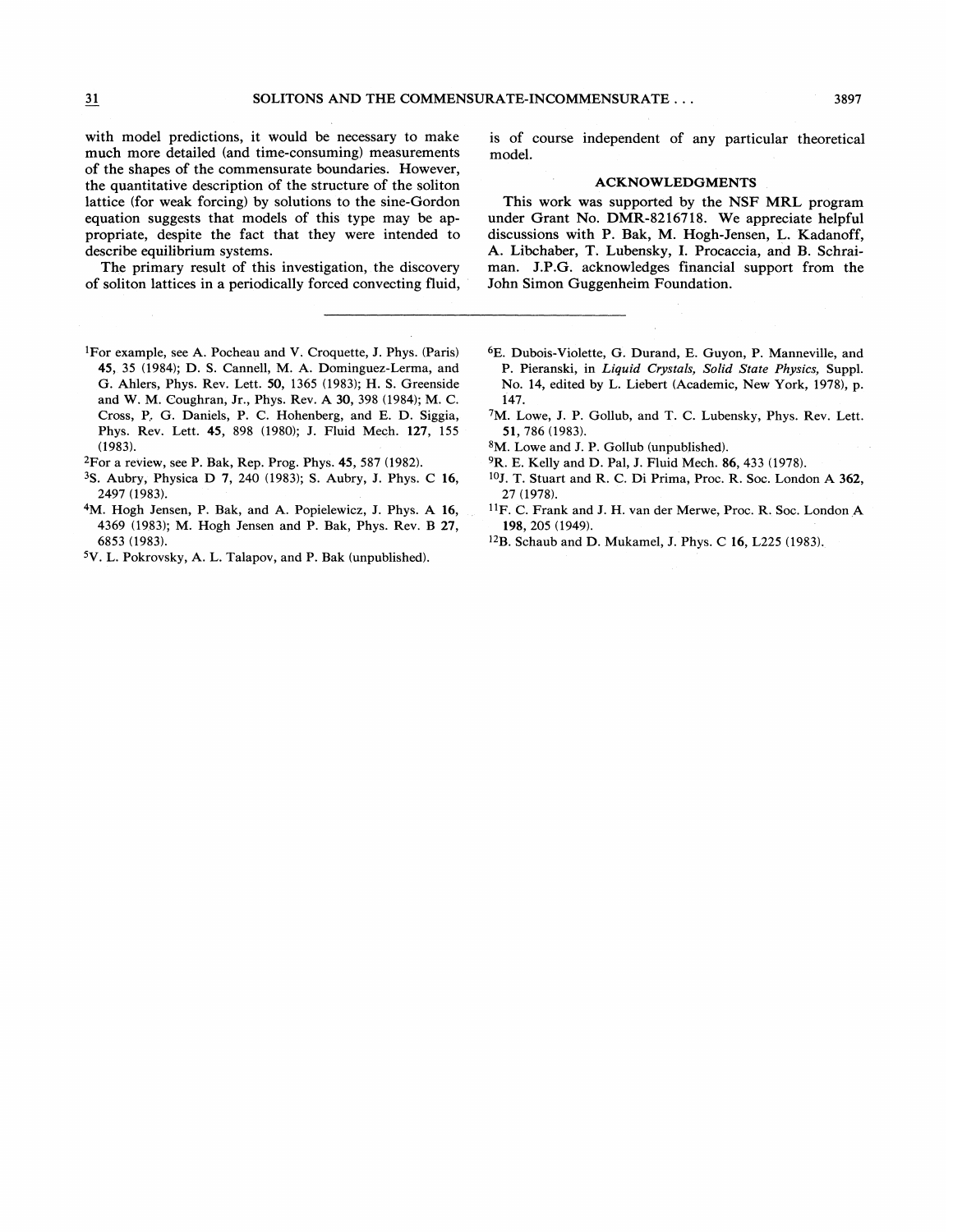with model predictions, it would be necessary to make much more detailed (and time-consuming) measurements of the shapes of the commensurate boundaries. However, the quantitative description of the structure of the soliton lattice (for weak forcing) by solutions to the sine-Gordon equation suggests that models of this type may be appropriate, despite the fact that they were intended to describe equilibrium systems.

The primary result of this investigation, the discovery of soliton lattices in a periodically forced convecting fluid, is of course independent of any particular theoretical model.

## ACKNOWLEDGMENTS

This work was supported by the NSF MRL program under Grant No. DMR-8216718. We appreciate helpful discussions with P. Bak, M. Hogh-Jensen, L. Kadanoff, A. Libchaber, T. Lubensky, I. Procaccia, and B. Schraiman. J.P.G. acknowledges financial support from the John Simon Guggenheim Foundation.

---

[1] For example, see A. Pocheau and V. Croquette, J. Phys. (Paris) **45**, 35 (1984); D. S. Cannell, M. A. Dominguez-Lerma, and G. Ahlers, Phys. Rev. Lett. **50**, 1365 (1983); H. S. Greenside and W. M. Coughran, Jr., Phys. Rev. A **30**, 398 (1984); M. C. Cross, P. G. Daniels, P. C. Hohenberg, and E. D. Siggia, Phys. Rev. Lett. **45**, 898 (1980); J. Fluid Mech. **127**, 155 (1983).

[2] For a review, see P. Bak, Rep. Prog. Phys. **45**, 587 (1982).

[3] S. Aubry, Physica D **7**, 240 (1983); S. Aubry, J. Phys. C **16**, 2497 (1983).

[4] M. Hogh Jensen, P. Bak, and A. Popielewicz, J. Phys. A **16**, 4369 (1983); M. Hogh Jensen and P. Bak, Phys. Rev. B **27**, 6853 (1983).

[5] V. L. Pokrovsky, A. L. Talapov, and P. Bak (unpublished).

[6] E. Dubois-Violette, G. Durand, E. Guyon, P. Manneville, and P. Pieranski, in *Liquid Crystals, Solid State Physics,* Suppl. No. 14, edited by L. Liebert (Academic, New York, 1978), p. 147.

[7] M. Lowe, J. P. Gollub, and T. C. Lubensky, Phys. Rev. Lett. **51**, 786 (1983).

[8] M. Lowe and J. P. Gollub (unpublished).

[9] R. E. Kelly and D. Pal, J. Fluid Mech. **86**, 433 (1978).

[10] J. T. Stuart and R. C. Di Prima, Proc. R. Soc. London A **362**, 27 (1978).

[11] F. C. Frank and J. H. van der Merwe, Proc. R. Soc. London A **198**, 205 (1949).

[12] B. Schaub and D. Mukamel, J. Phys. C **16**, L225 (1983).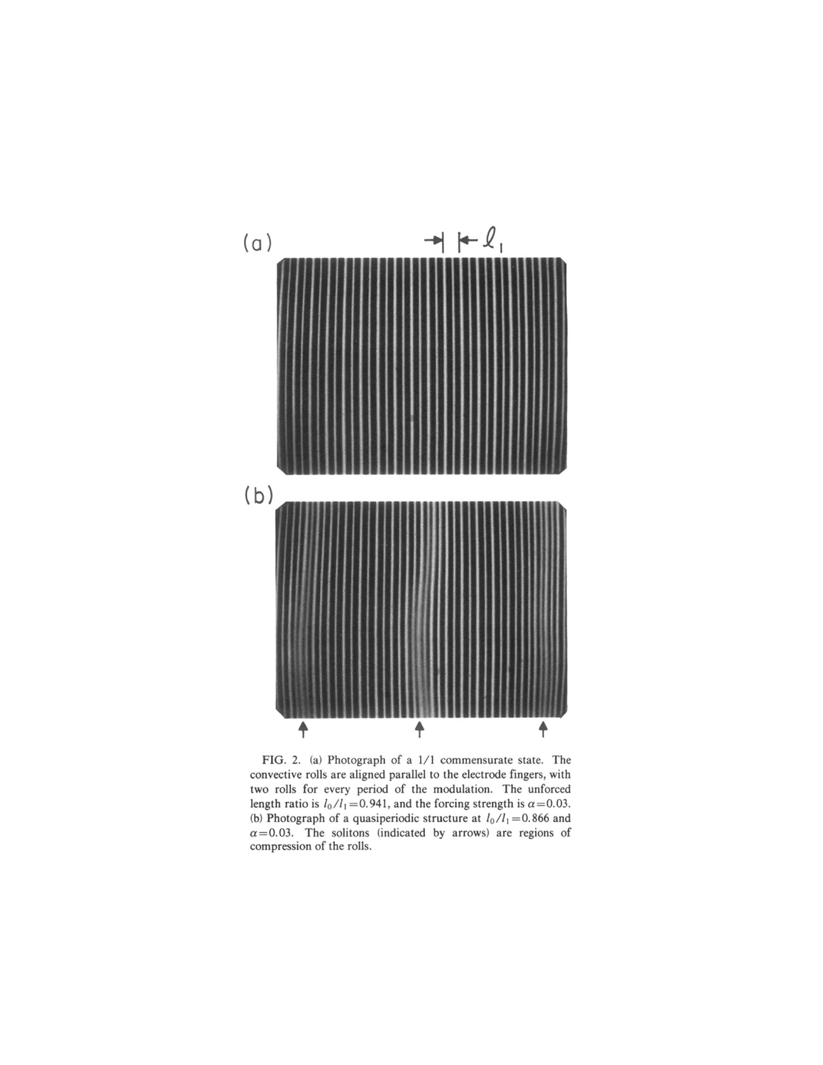FIG. 2. (a) Photograph of a 1/1 commensurate state. The convective rolls are aligned parallel to the electrode fingers, with two rolls for every period of the modulation. The unforced length ratio is $l_0/l_1=0.941$, and the forcing strength is $\alpha=0.03$. (b) Photograph of a quasiperiodic structure at $l_0/l_1=0.866$ and $\alpha=0.03$. The solitons (indicated by arrows) are regions of compression of the rolls.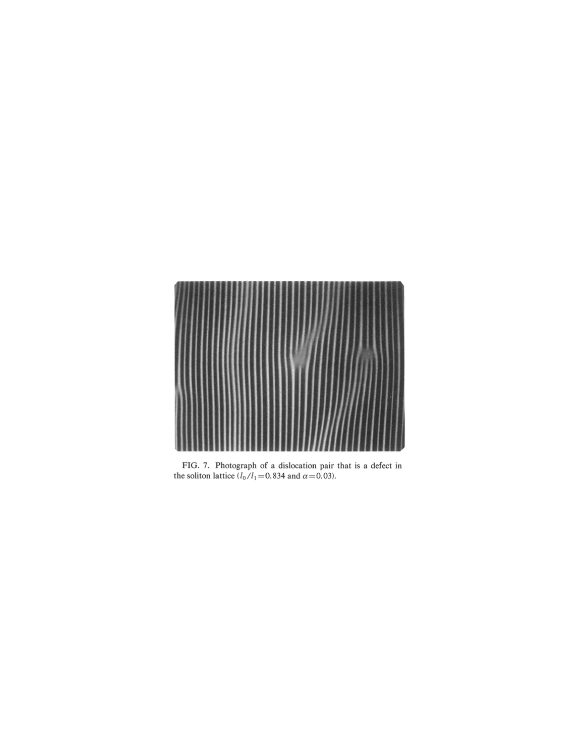FIG. 7. Photograph of a dislocation pair that is a defect in the soliton lattice ($l_0/l_1=0.834$ and $\alpha=0.03$).